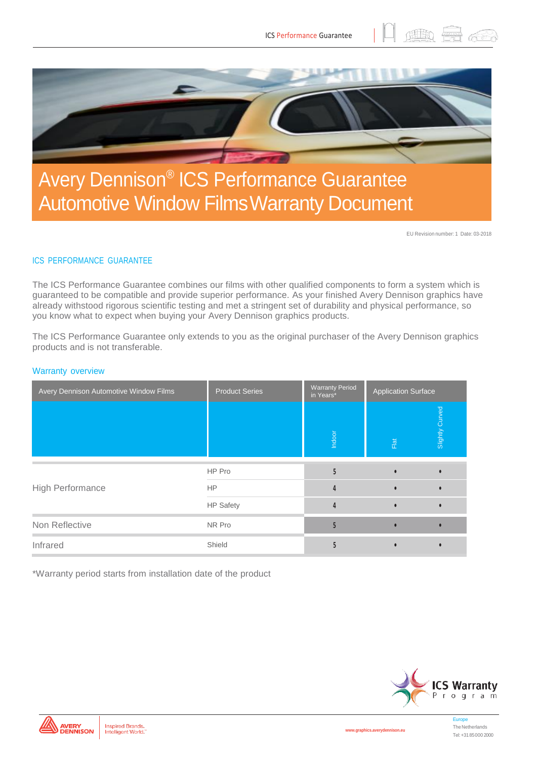# Avery Dennison® ICS Performance Guarantee Automotive Window Films Warranty Document

EU Revision number: 1 Date: 03-2018

## ICS PERFORMANCE GUARANTEE

The ICS Performance Guarantee combines our films with other qualified components to form a system which is guaranteed to be compatible and provide superior performance. As your finished Avery Dennison graphics have already withstood rigorous scientific testing and met a stringent set of durability and physical performance, so you know what to expect when buying your Avery Dennison graphics products.

The ICS Performance Guarantee only extends to you as the original purchaser of the Avery Dennison graphics products and is not transferable.

### Warranty overview

| Avery Dennison Automotive Window Films | Product Series | Warranty Period in Years* | Application Surface | |
|---|---|---|---|---|
| | | Indoor | Flat | Slightly Curved |
| High Performance | HP Pro | 5 | • | • |
| | HP | 4 | • | • |
| | HP Safety | 4 | • | • |
| Non Reflective | NR Pro | 5 | • | • |
| Infrared | Shield | 5 | • | • |

*Warranty period starts from installation date of the product

ICS Warranty Program

www.graphics.averydennison.eu

Europe
The Netherlands
Tel: +31 85 000 2000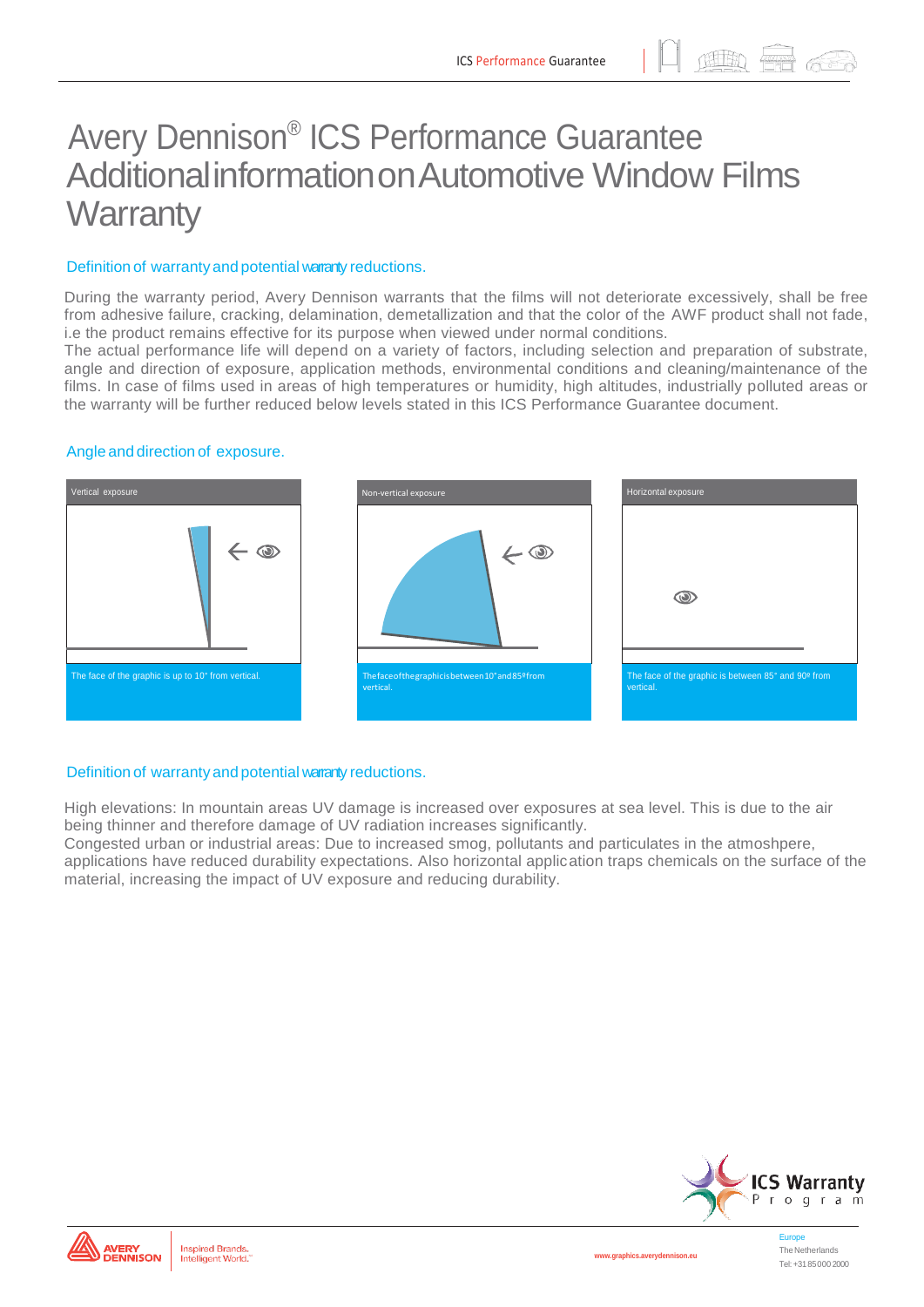# Avery Dennison® ICS Performance Guarantee Additional information on Automotive Window Films Warranty

## Definition of warranty and potential warranty reductions.

During the warranty period, Avery Dennison warrants that the films will not deteriorate excessively, shall be free from adhesive failure, cracking, delamination, demetallization and that the color of the AWF product shall not fade, i.e the product remains effective for its purpose when viewed under normal conditions.

The actual performance life will depend on a variety of factors, including selection and preparation of substrate, angle and direction of exposure, application methods, environmental conditions and cleaning/maintenance of the films. In case of films used in areas of high temperatures or humidity, high altitudes, industrially polluted areas or the warranty will be further reduced below levels stated in this ICS Performance Guarantee document.

## Angle and direction of exposure.

**Vertical exposure**

The face of the graphic is up to 10° from vertical.

**Non-vertical exposure**

The face of the graphic is between 10° and 85º from vertical.

**Horizontal exposure**

The face of the graphic is between 85° and 90º from vertical.

## Definition of warranty and potential warranty reductions.

High elevations: In mountain areas UV damage is increased over exposures at sea level. This is due to the air being thinner and therefore damage of UV radiation increases significantly.

Congested urban or industrial areas: Due to increased smog, pollutants and particulates in the atmoshpere, applications have reduced durability expectations. Also horizontal application traps chemicals on the surface of the material, increasing the impact of UV exposure and reducing durability.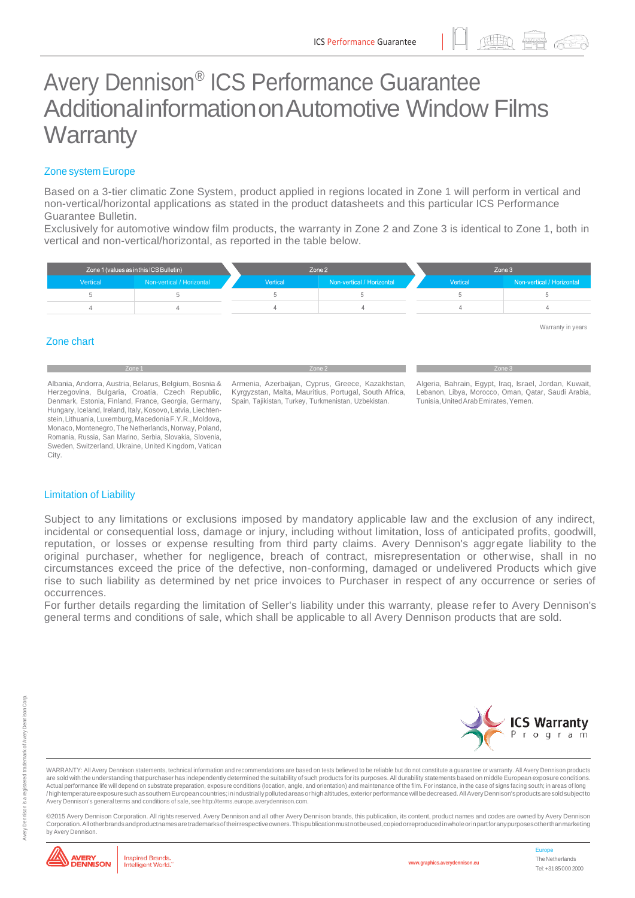# Avery Dennison® ICS Performance Guarantee Additional information on Automotive Window Films Warranty

## Zone system Europe

Based on a 3-tier climatic Zone System, product applied in regions located in Zone 1 will perform in vertical and non-vertical/horizontal applications as stated in the product datasheets and this particular ICS Performance Guarantee Bulletin.

Exclusively for automotive window film products, the warranty in Zone 2 and Zone 3 is identical to Zone 1, both in vertical and non-vertical/horizontal, as reported in the table below.

| Zone 1 (values as in this ICS Bulletin) | | Zone 2 | | Zone 3 | |
|---|---|---|---|---|---|
| Vertical | Non-vertical / Horizontal | Vertical | Non-vertical / Horizontal | Vertical | Non-vertical / Horizontal |
| 5 | 5 | 5 | 5 | 5 | 5 |
| 4 | 4 | 4 | 4 | 4 | 4 |

Warranty in years

## Zone chart

| Zone 1 | Zone 2 | Zone 3 |
|---|---|---|
| Albania, Andorra, Austria, Belarus, Belgium, Bosnia & Herzegovina, Bulgaria, Croatia, Czech Republic, Denmark, Estonia, Finland, France, Georgia, Germany, Hungary, Iceland, Ireland, Italy, Kosovo, Latvia, Liechtenstein, Lithuania, Luxemburg, Macedonia F.Y.R., Moldova, Monaco, Montenegro, The Netherlands, Norway, Poland, Romania, Russia, San Marino, Serbia, Slovakia, Slovenia, Sweden, Switzerland, Ukraine, United Kingdom, Vatican City. | Armenia, Azerbaijan, Cyprus, Greece, Kazakhstan, Kyrgyzstan, Malta, Mauritius, Portugal, South Africa, Spain, Tajikistan, Turkey, Turkmenistan, Uzbekistan. | Algeria, Bahrain, Egypt, Iraq, Israel, Jordan, Kuwait, Lebanon, Libya, Morocco, Oman, Qatar, Saudi Arabia, Tunisia, United Arab Emirates, Yemen. |

## Limitation of Liability

Subject to any limitations or exclusions imposed by mandatory applicable law and the exclusion of any indirect, incidental or consequential loss, damage or injury, including without limitation, loss of anticipated profits, goodwill, reputation, or losses or expense resulting from third party claims. Avery Dennison's aggregate liability to the original purchaser, whether for negligence, breach of contract, misrepresentation or otherwise, shall in no circumstances exceed the price of the defective, non-conforming, damaged or undelivered Products which give rise to such liability as determined by net price invoices to Purchaser in respect of any occurrence or series of occurrences.

For further details regarding the limitation of Seller's liability under this warranty, please refer to Avery Dennison's general terms and conditions of sale, which shall be applicable to all Avery Dennison products that are sold.

ICS Warranty Program

WARRANTY: All Avery Dennison statements, technical information and recommendations are based on tests believed to be reliable but do not constitute a guarantee or warranty. All Avery Dennison products are sold with the understanding that purchaser has independently determined the suitability of such products for its purposes. All durability statements based on middle European exposure conditions. Actual performance life will depend on substrate preparation, exposure conditions (location, angle, and orientation) and maintenance of the film. For instance, in the case of signs facing south; in areas of long / high temperature exposure such as southern European countries; in industrially polluted areas or high altitudes, exterior performance will be decreased. All Avery Dennison's products are sold subject to Avery Dennison's general terms and conditions of sale, see http://terms.europe.averydennison.com.

©2015 Avery Dennison Corporation. All rights reserved. Avery Dennison and all other Avery Dennison brands, this publication, its content, product names and codes are owned by Avery Dennison Corporation. All other brands and product names are trademarks of their respective owners. This publication must not be used, copied or reproduced in whole or in part for any purposes other than marketing by Avery Dennison.

Avery Dennison is a registered trademark of Avery Dennison Corp.

AVERY DENNISON | Inspired Brands. Intelligent World.™

www.graphics.averydennison.eu

Europe
The Netherlands
Tel: +31 85 000 2000